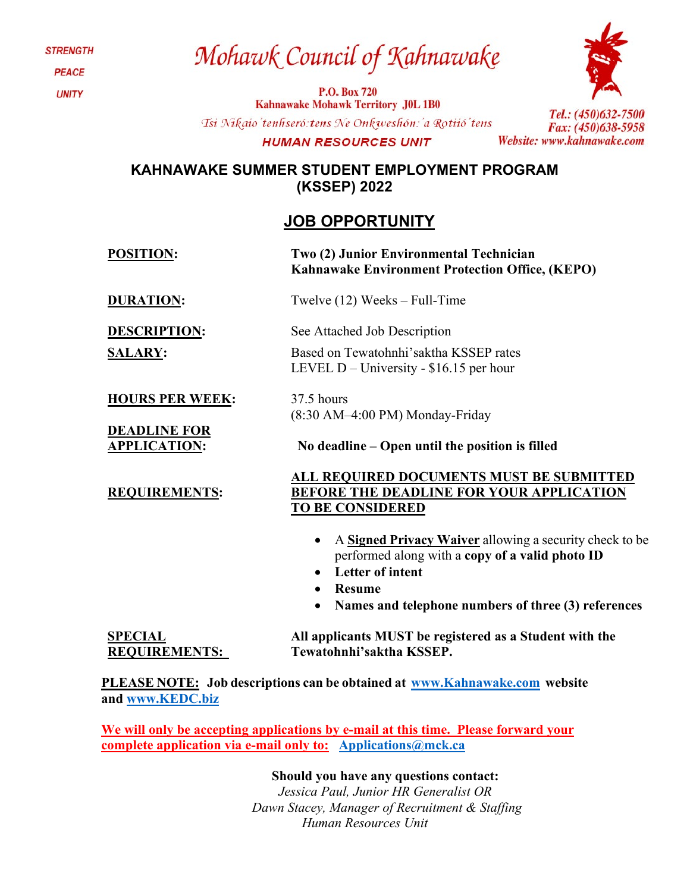STRENGTH

PEACE

UNITY

# Mohawk Council of Kahnawake

**P.O. Box 720**
**Kahnawake Mohawk Territory J0L 1B0**

*Tsi Nikaio'tenhseró:tens Ne Onkwehshón:'a Rotiió'tens*

**HUMAN RESOURCES UNIT**

*Tel.: (450)632-7500*
*Fax: (450)638-5958*
*Website: www.kahnawake.com*

## KAHNAWAKE SUMMER STUDENT EMPLOYMENT PROGRAM (KSSEP) 2022

## JOB OPPORTUNITY

**POSITION:** **Two (2) Junior Environmental Technician Kahnawake Environment Protection Office, (KEPO)**

**DURATION:** Twelve (12) Weeks – Full-Time

**DESCRIPTION:** See Attached Job Description

**SALARY:** Based on Tewatohnhi'saktha KSSEP rates
LEVEL D – University - $16.15 per hour

**HOURS PER WEEK:** 37.5 hours
(8:30 AM–4:00 PM) Monday-Friday

**DEADLINE FOR APPLICATION:** **No deadline – Open until the position is filled**

**REQUIREMENTS:** **ALL REQUIRED DOCUMENTS MUST BE SUBMITTED BEFORE THE DEADLINE FOR YOUR APPLICATION TO BE CONSIDERED**

- A **Signed Privacy Waiver** allowing a security check to be performed along with a **copy of a valid photo ID**
- **Letter of intent**
- **Resume**
- **Names and telephone numbers of three (3) references**

**SPECIAL REQUIREMENTS:** **All applicants MUST be registered as a Student with the Tewatohnhi'saktha KSSEP.**

**PLEASE NOTE: Job descriptions can be obtained at www.Kahnawake.com website and www.KEDC.biz**

**We will only be accepting applications by e-mail at this time. Please forward your complete application via e-mail only to: Applications@mck.ca**

**Should you have any questions contact:**
*Jessica Paul, Junior HR Generalist OR*
*Dawn Stacey, Manager of Recruitment & Staffing*
*Human Resources Unit*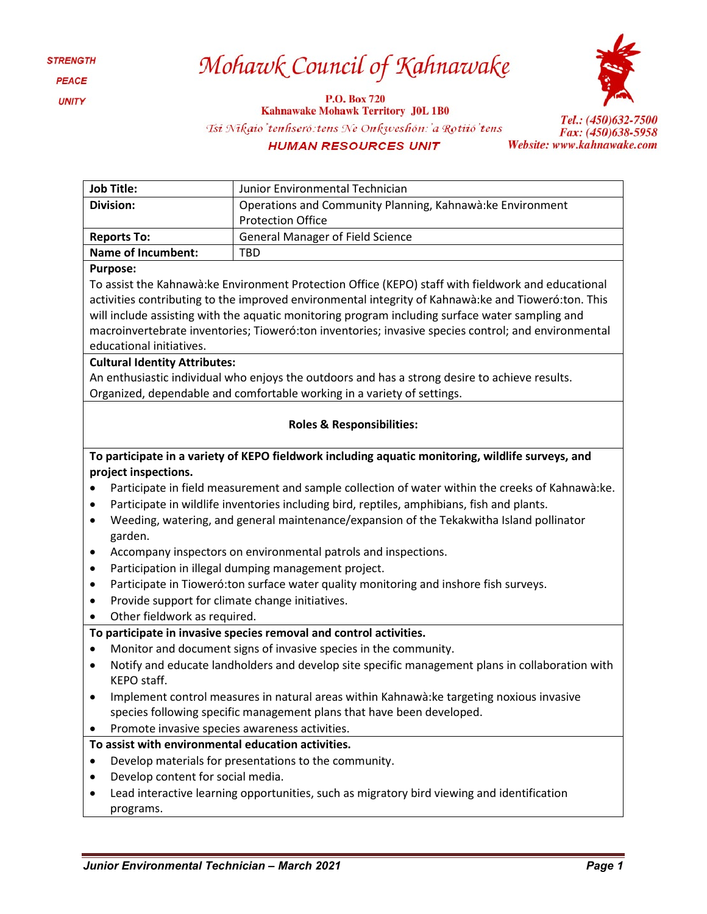STRENGTH

PEACE

UNITY

# Mohawk Council of Kahnawake

P.O. Box 720
Kahnawake Mohawk Territory J0L 1B0

*Tsi Nikaio'tenhseró:tens Ne Onkweshón:'a Rotiió'tens*

**HUMAN RESOURCES UNIT**

Tel.: (450)632-7500
Fax: (450)638-5958
Website: www.kahnawake.com

| **Job Title:** | Junior Environmental Technician |
|---|---|
| **Division:** | Operations and Community Planning, Kahnawà:ke Environment Protection Office |
| **Reports To:** | General Manager of Field Science |
| **Name of Incumbent:** | TBD |

**Purpose:**

To assist the Kahnawà:ke Environment Protection Office (KEPO) staff with fieldwork and educational activities contributing to the improved environmental integrity of Kahnawà:ke and Tioweró:ton. This will include assisting with the aquatic monitoring program including surface water sampling and macroinvertebrate inventories; Tioweró:ton inventories; invasive species control; and environmental educational initiatives.

**Cultural Identity Attributes:**

An enthusiastic individual who enjoys the outdoors and has a strong desire to achieve results. Organized, dependable and comfortable working in a variety of settings.

**Roles & Responsibilities:**

**To participate in a variety of KEPO fieldwork including aquatic monitoring, wildlife surveys, and project inspections.**

- Participate in field measurement and sample collection of water within the creeks of Kahnawà:ke.
- Participate in wildlife inventories including bird, reptiles, amphibians, fish and plants.
- Weeding, watering, and general maintenance/expansion of the Tekakwitha Island pollinator garden.
- Accompany inspectors on environmental patrols and inspections.
- Participation in illegal dumping management project.
- Participate in Tioweró:ton surface water quality monitoring and inshore fish surveys.
- Provide support for climate change initiatives.
- Other fieldwork as required.

**To participate in invasive species removal and control activities.**

- Monitor and document signs of invasive species in the community.
- Notify and educate landholders and develop site specific management plans in collaboration with KEPO staff.
- Implement control measures in natural areas within Kahnawà:ke targeting noxious invasive species following specific management plans that have been developed.
- Promote invasive species awareness activities.

**To assist with environmental education activities.**

- Develop materials for presentations to the community.
- Develop content for social media.
- Lead interactive learning opportunities, such as migratory bird viewing and identification programs.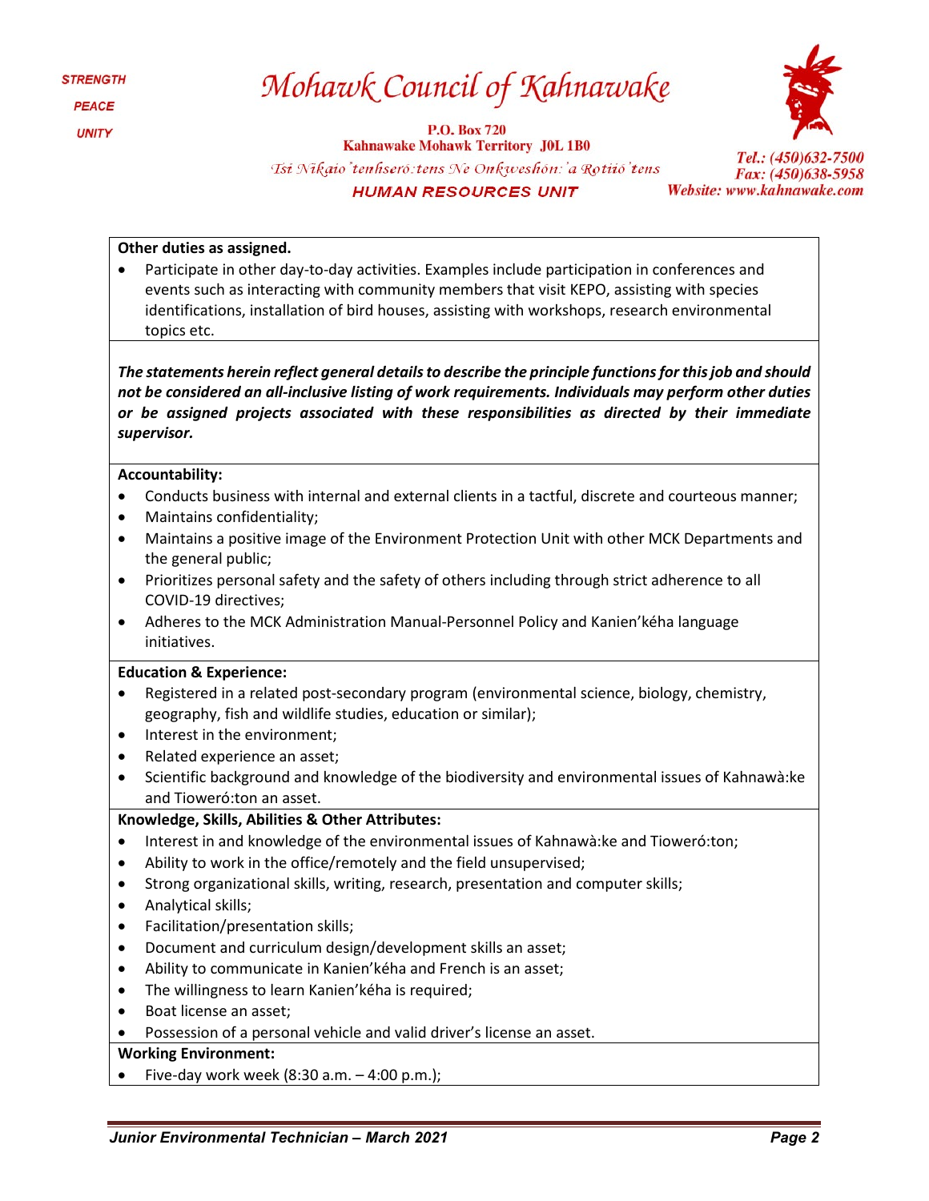**Other duties as assigned.**

- Participate in other day-to-day activities. Examples include participation in conferences and events such as interacting with community members that visit KEPO, assisting with species identifications, installation of bird houses, assisting with workshops, research environmental topics etc.

***The statements herein reflect general details to describe the principle functions for this job and should not be considered an all-inclusive listing of work requirements. Individuals may perform other duties or be assigned projects associated with these responsibilities as directed by their immediate supervisor.***

**Accountability:**

- Conducts business with internal and external clients in a tactful, discrete and courteous manner;
- Maintains confidentiality;
- Maintains a positive image of the Environment Protection Unit with other MCK Departments and the general public;
- Prioritizes personal safety and the safety of others including through strict adherence to all COVID-19 directives;
- Adheres to the MCK Administration Manual-Personnel Policy and Kanien'kéha language initiatives.

**Education & Experience:**

- Registered in a related post-secondary program (environmental science, biology, chemistry, geography, fish and wildlife studies, education or similar);
- Interest in the environment;
- Related experience an asset;
- Scientific background and knowledge of the biodiversity and environmental issues of Kahnawà:ke and Tioweró:ton an asset.

**Knowledge, Skills, Abilities & Other Attributes:**

- Interest in and knowledge of the environmental issues of Kahnawà:ke and Tioweró:ton;
- Ability to work in the office/remotely and the field unsupervised;
- Strong organizational skills, writing, research, presentation and computer skills;
- Analytical skills;
- Facilitation/presentation skills;
- Document and curriculum design/development skills an asset;
- Ability to communicate in Kanien'kéha and French is an asset;
- The willingness to learn Kanien'kéha is required;
- Boat license an asset;
- Possession of a personal vehicle and valid driver's license an asset.

**Working Environment:**

- Five-day work week (8:30 a.m. – 4:00 p.m.);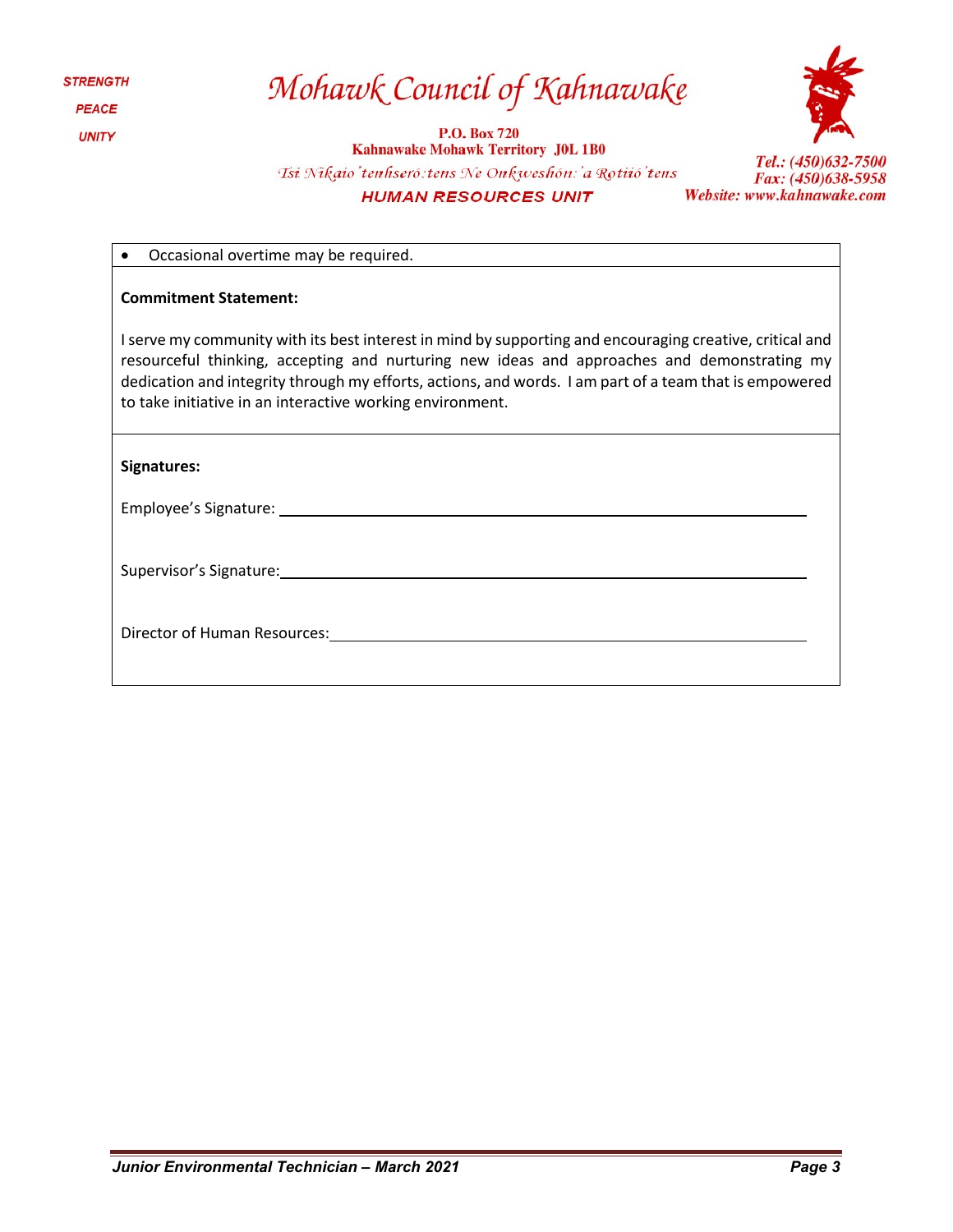- Occasional overtime may be required.

**Commitment Statement:**

I serve my community with its best interest in mind by supporting and encouraging creative, critical and resourceful thinking, accepting and nurturing new ideas and approaches and demonstrating my dedication and integrity through my efforts, actions, and words. I am part of a team that is empowered to take initiative in an interactive working environment.

**Signatures:**

Employee's Signature: ______________________________

Supervisor's Signature: ______________________________

Director of Human Resources: ______________________________